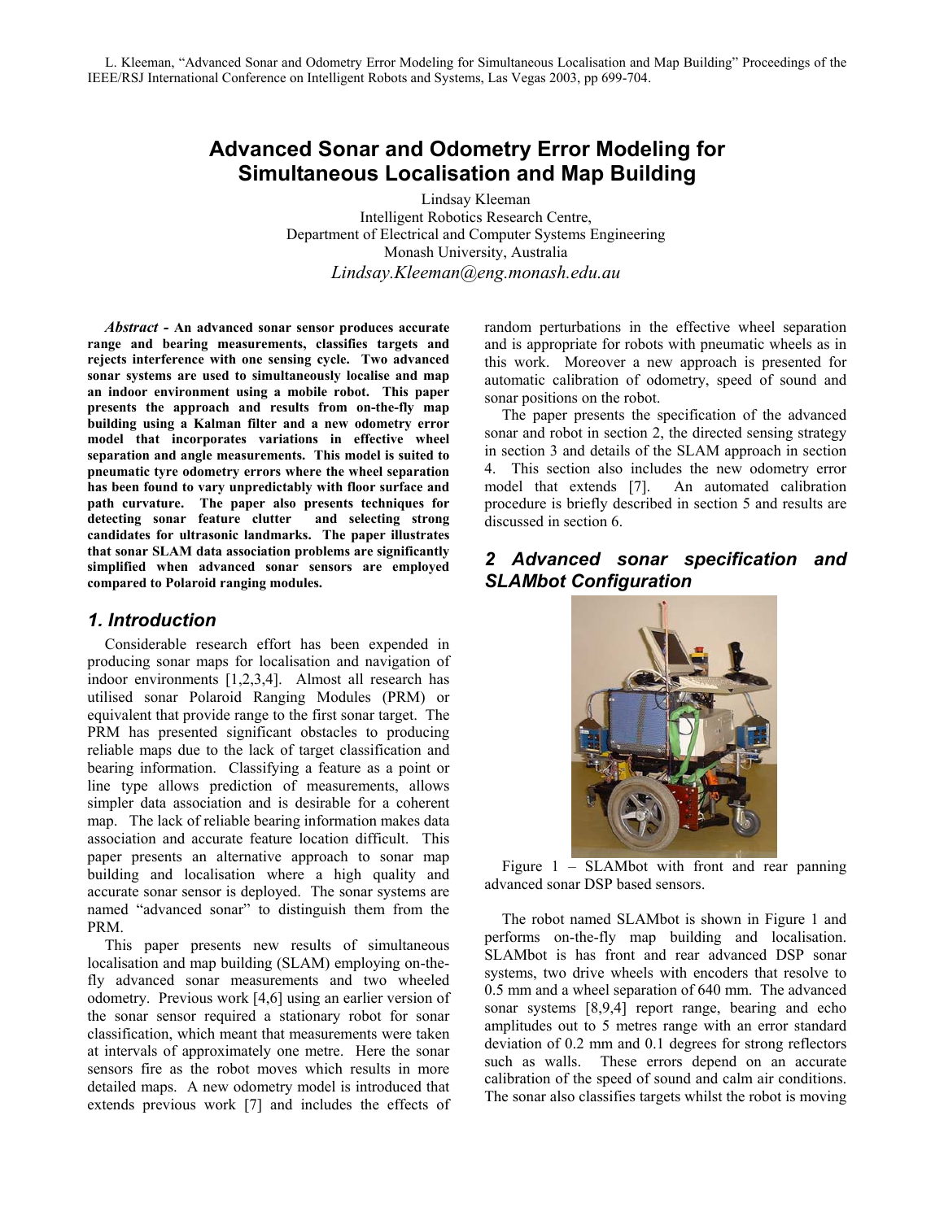L. Kleeman, "Advanced Sonar and Odometry Error Modeling for Simultaneous Localisation and Map Building" Proceedings of the IEEE/RSJ International Conference on Intelligent Robots and Systems, Las Vegas 2003, pp 699-704.

# Advanced Sonar and Odometry Error Modeling for Simultaneous Localisation and Map Building

Lindsay Kleeman
Intelligent Robotics Research Centre,
Department of Electrical and Computer Systems Engineering
Monash University, Australia
*Lindsay.Kleeman@eng.monash.edu.au*

***Abstract -*** **An advanced sonar sensor produces accurate range and bearing measurements, classifies targets and rejects interference with one sensing cycle. Two advanced sonar systems are used to simultaneously localise and map an indoor environment using a mobile robot. This paper presents the approach and results from on-the-fly map building using a Kalman filter and a new odometry error model that incorporates variations in effective wheel separation and angle measurements. This model is suited to pneumatic tyre odometry errors where the wheel separation has been found to vary unpredictably with floor surface and path curvature. The paper also presents techniques for detecting sonar feature clutter and selecting strong candidates for ultrasonic landmarks. The paper illustrates that sonar SLAM data association problems are significantly simplified when advanced sonar sensors are employed compared to Polaroid ranging modules.**

## 1. Introduction

Considerable research effort has been expended in producing sonar maps for localisation and navigation of indoor environments [1,2,3,4]. Almost all research has utilised sonar Polaroid Ranging Modules (PRM) or equivalent that provide range to the first sonar target. The PRM has presented significant obstacles to producing reliable maps due to the lack of target classification and bearing information. Classifying a feature as a point or line type allows prediction of measurements, allows simpler data association and is desirable for a coherent map. The lack of reliable bearing information makes data association and accurate feature location difficult. This paper presents an alternative approach to sonar map building and localisation where a high quality and accurate sonar sensor is deployed. The sonar systems are named "advanced sonar" to distinguish them from the PRM.

This paper presents new results of simultaneous localisation and map building (SLAM) employing on-the-fly advanced sonar measurements and two wheeled odometry. Previous work [4,6] using an earlier version of the sonar sensor required a stationary robot for sonar classification, which meant that measurements were taken at intervals of approximately one metre. Here the sonar sensors fire as the robot moves which results in more detailed maps. A new odometry model is introduced that extends previous work [7] and includes the effects of random perturbations in the effective wheel separation and is appropriate for robots with pneumatic wheels as in this work. Moreover a new approach is presented for automatic calibration of odometry, speed of sound and sonar positions on the robot.

The paper presents the specification of the advanced sonar and robot in section 2, the directed sensing strategy in section 3 and details of the SLAM approach in section 4. This section also includes the new odometry error model that extends [7]. An automated calibration procedure is briefly described in section 5 and results are discussed in section 6.

## 2 Advanced sonar specification and SLAMbot Configuration

Figure 1 – SLAMbot with front and rear panning advanced sonar DSP based sensors.

The robot named SLAMbot is shown in Figure 1 and performs on-the-fly map building and localisation. SLAMbot is has front and rear advanced DSP sonar systems, two drive wheels with encoders that resolve to 0.5 mm and a wheel separation of 640 mm. The advanced sonar systems [8,9,4] report range, bearing and echo amplitudes out to 5 metres range with an error standard deviation of 0.2 mm and 0.1 degrees for strong reflectors such as walls. These errors depend on an accurate calibration of the speed of sound and calm air conditions. The sonar also classifies targets whilst the robot is moving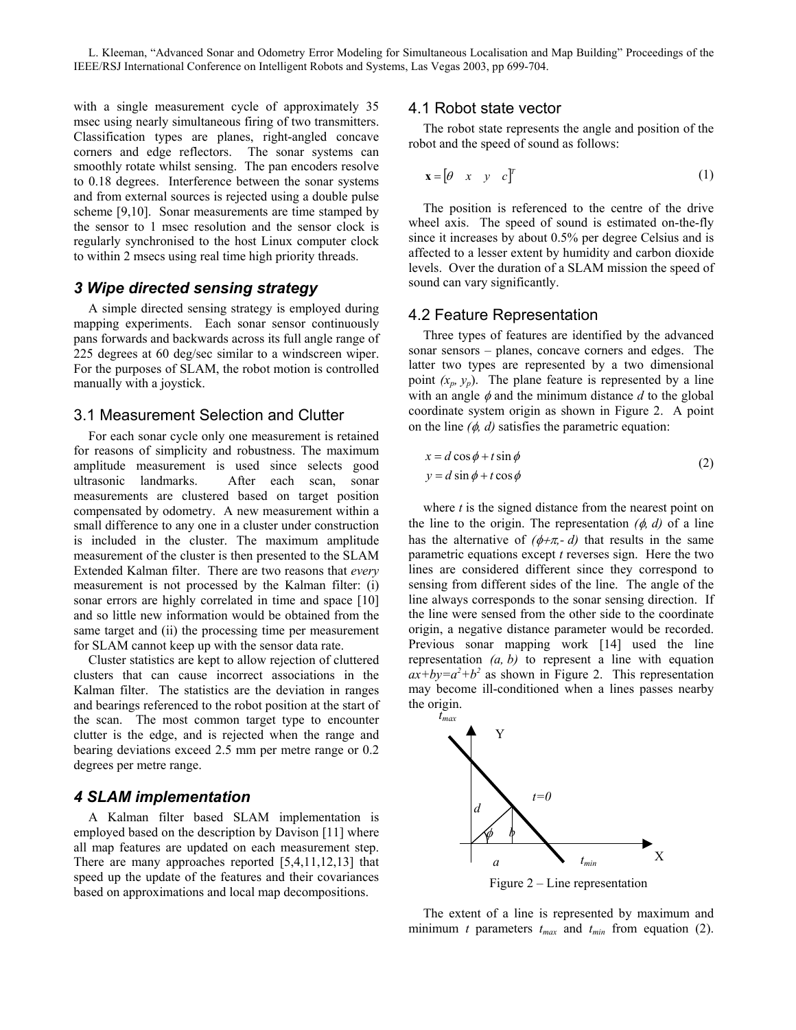with a single measurement cycle of approximately 35 msec using nearly simultaneous firing of two transmitters. Classification types are planes, right-angled concave corners and edge reflectors. The sonar systems can smoothly rotate whilst sensing. The pan encoders resolve to 0.18 degrees. Interference between the sonar systems and from external sources is rejected using a double pulse scheme [9,10]. Sonar measurements are time stamped by the sensor to 1 msec resolution and the sensor clock is regularly synchronised to the host Linux computer clock to within 2 msecs using real time high priority threads.

## *3 Wipe directed sensing strategy*

A simple directed sensing strategy is employed during mapping experiments. Each sonar sensor continuously pans forwards and backwards across its full angle range of 225 degrees at 60 deg/sec similar to a windscreen wiper. For the purposes of SLAM, the robot motion is controlled manually with a joystick.

### 3.1 Measurement Selection and Clutter

For each sonar cycle only one measurement is retained for reasons of simplicity and robustness. The maximum amplitude measurement is used since selects good ultrasonic landmarks. After each scan, sonar measurements are clustered based on target position compensated by odometry. A new measurement within a small difference to any one in a cluster under construction is included in the cluster. The maximum amplitude measurement of the cluster is then presented to the SLAM Extended Kalman filter. There are two reasons that *every* measurement is not processed by the Kalman filter: (i) sonar errors are highly correlated in time and space [10] and so little new information would be obtained from the same target and (ii) the processing time per measurement for SLAM cannot keep up with the sensor data rate.

Cluster statistics are kept to allow rejection of cluttered clusters that can cause incorrect associations in the Kalman filter. The statistics are the deviation in ranges and bearings referenced to the robot position at the start of the scan. The most common target type to encounter clutter is the edge, and is rejected when the range and bearing deviations exceed 2.5 mm per metre range or 0.2 degrees per metre range.

## *4 SLAM implementation*

A Kalman filter based SLAM implementation is employed based on the description by Davison [11] where all map features are updated on each measurement step. There are many approaches reported [5,4,11,12,13] that speed up the update of the features and their covariances based on approximations and local map decompositions.

### 4.1 Robot state vector

The robot state represents the angle and position of the robot and the speed of sound as follows:

$$\mathbf{x} = \begin{bmatrix} \theta & x & y & c \end{bmatrix}^T \tag{1}$$

The position is referenced to the centre of the drive wheel axis. The speed of sound is estimated on-the-fly since it increases by about 0.5% per degree Celsius and is affected to a lesser extent by humidity and carbon dioxide levels. Over the duration of a SLAM mission the speed of sound can vary significantly.

### 4.2 Feature Representation

Three types of features are identified by the advanced sonar sensors – planes, concave corners and edges. The latter two types are represented by a two dimensional point $(x_p, y_p)$. The plane feature is represented by a line with an angle $\phi$ and the minimum distance $d$ to the global coordinate system origin as shown in Figure 2. A point on the line $(\phi, d)$ satisfies the parametric equation:

$$\begin{aligned} x &= d\cos\phi + t\sin\phi \\ y &= d\sin\phi + t\cos\phi \end{aligned} \tag{2}$$

where $t$ is the signed distance from the nearest point on the line to the origin. The representation $(\phi, d)$ of a line has the alternative of $(\phi+\pi, -d)$ that results in the same parametric equations except $t$ reverses sign. Here the two lines are considered different since they correspond to sensing from different sides of the line. The angle of the line always corresponds to the sonar sensing direction. If the line were sensed from the other side to the coordinate origin, a negative distance parameter would be recorded. Previous sonar mapping work [14] used the line representation $(a, b)$ to represent a line with equation $ax+by=a^2+b^2$ as shown in Figure 2. This representation may become ill-conditioned when a lines passes nearby the origin.

Figure 2 – Line representation

The extent of a line is represented by maximum and minimum $t$ parameters $t_{max}$ and $t_{min}$ from equation (2).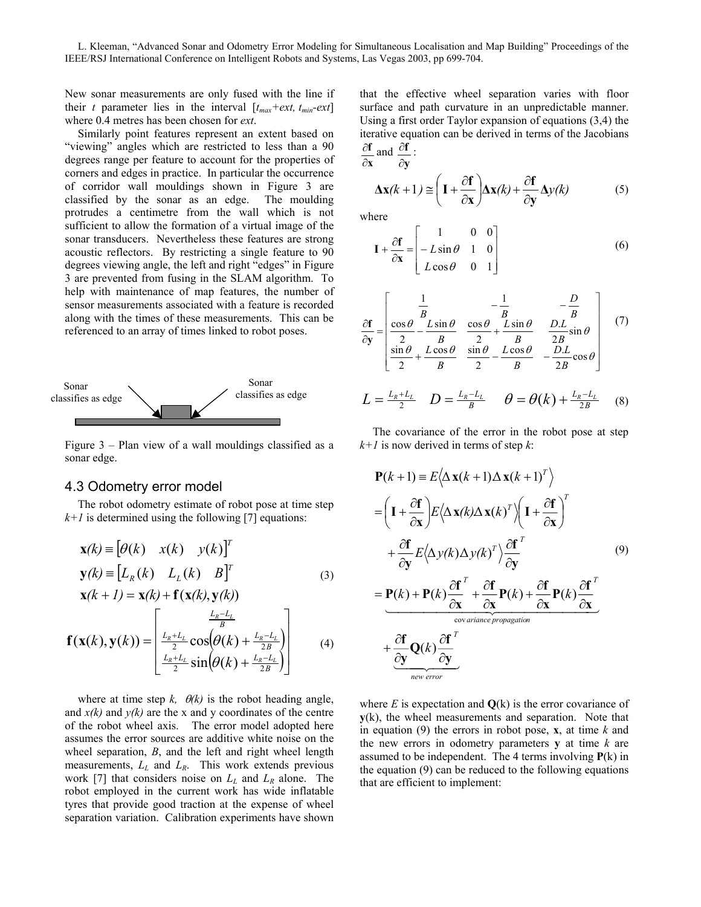New sonar measurements are only fused with the line if their $t$ parameter lies in the interval $[t_{max}+ext, t_{min}-ext]$ where 0.4 metres has been chosen for $ext$.

Similarly point features represent an extent based on "viewing" angles which are restricted to less than a 90 degrees range per feature to account for the properties of corners and edges in practice. In particular the occurrence of corridor wall mouldings shown in Figure 3 are classified by the sonar as an edge. The moulding protrudes a centimetre from the wall which is not sufficient to allow the formation of a virtual image of the sonar transducers. Nevertheless these features are strong acoustic reflectors. By restricting a single feature to 90 degrees viewing angle, the left and right "edges" in Figure 3 are prevented from fusing in the SLAM algorithm. To help with maintenance of map features, the number of sensor measurements associated with a feature is recorded along with the times of these measurements. This can be referenced to an array of times linked to robot poses.

Sonar classifies as edge — Sonar classifies as edge

Figure 3 – Plan view of a wall mouldings classified as a sonar edge.

### 4.3 Odometry error model

The robot odometry estimate of robot pose at time step $k+1$ is determined using the following [7] equations:

$$\mathbf{x}(k) \equiv [\theta(k) \quad x(k) \quad y(k)]^T$$
$$\mathbf{y}(k) \equiv [L_R(k) \quad L_L(k) \quad B]^T \tag{3}$$
$$\mathbf{x}(k+1) = \mathbf{x}(k) + \mathbf{f}(\mathbf{x}(k), \mathbf{y}(k))$$

$$\mathbf{f}(\mathbf{x}(k), \mathbf{y}(k)) = \begin{bmatrix} \frac{L_R - L_L}{B} \\ \frac{L_R + L_L}{2} \cos\left(\theta(k) + \frac{L_R - L_L}{2B}\right) \\ \frac{L_R + L_L}{2} \sin\left(\theta(k) + \frac{L_R - L_L}{2B}\right) \end{bmatrix} \tag{4}$$

where at time step $k$, $\theta(k)$ is the robot heading angle, and $x(k)$ and $y(k)$ are the x and y coordinates of the centre of the robot wheel axis. The error model adopted here assumes the error sources are additive white noise on the wheel separation, $B$, and the left and right wheel length measurements, $L_L$ and $L_R$. This work extends previous work [7] that considers noise on $L_L$ and $L_R$ alone. The robot employed in the current work has wide inflatable tyres that provide good traction at the expense of wheel separation variation. Calibration experiments have shown that the effective wheel separation varies with floor surface and path curvature in an unpredictable manner. Using a first order Taylor expansion of equations (3,4) the iterative equation can be derived in terms of the Jacobians $\frac{\partial \mathbf{f}}{\partial \mathbf{x}}$ and $\frac{\partial \mathbf{f}}{\partial \mathbf{y}}$:

$$\Delta\mathbf{x}(k+1) \cong \left(\mathbf{I} + \frac{\partial \mathbf{f}}{\partial \mathbf{x}}\right)\Delta\mathbf{x}(k) + \frac{\partial \mathbf{f}}{\partial \mathbf{y}}\Delta y(k) \tag{5}$$

where

$$\mathbf{I} + \frac{\partial \mathbf{f}}{\partial \mathbf{x}} = \begin{bmatrix} 1 & 0 & 0 \\ -L\sin\theta & 1 & 0 \\ L\cos\theta & 0 & 1 \end{bmatrix} \tag{6}$$

$$\frac{\partial \mathbf{f}}{\partial \mathbf{y}} = \begin{bmatrix} \frac{1}{B} & -\frac{1}{B} & -\frac{D}{B} \\ \frac{\cos\theta}{2} - \frac{L\sin\theta}{B} & \frac{\cos\theta}{2} + \frac{L\sin\theta}{B} & \frac{D.L}{2B}\sin\theta \\ \frac{\sin\theta}{2} + \frac{L\cos\theta}{B} & \frac{\sin\theta}{2} - \frac{L\cos\theta}{B} & -\frac{D.L}{2B}\cos\theta \end{bmatrix} \tag{7}$$

$$L = \frac{L_R + L_L}{2} \qquad D = \frac{L_R - L_L}{B} \qquad \theta = \theta(k) + \frac{L_R - L_L}{2B} \tag{8}$$

The covariance of the error in the robot pose at step $k+1$ is now derived in terms of step $k$:

$$\begin{aligned} \mathbf{P}(k+1) &\equiv E\left\langle \Delta\mathbf{x}(k+1)\Delta\mathbf{x}(k+1)^T \right\rangle \\ &= \left(\mathbf{I} + \frac{\partial \mathbf{f}}{\partial \mathbf{x}}\right) E\left\langle \Delta\mathbf{x}(k)\Delta\mathbf{x}(k)^T \right\rangle \left(\mathbf{I} + \frac{\partial \mathbf{f}}{\partial \mathbf{x}}\right)^T \\ &\quad + \frac{\partial \mathbf{f}}{\partial \mathbf{y}} E\left\langle \Delta y(k)\Delta y(k)^T \right\rangle \frac{\partial \mathbf{f}}{\partial \mathbf{y}}^T \\ &= \underbrace{\mathbf{P}(k) + \mathbf{P}(k)\frac{\partial \mathbf{f}}{\partial \mathbf{x}}^T + \frac{\partial \mathbf{f}}{\partial \mathbf{x}}\mathbf{P}(k) + \frac{\partial \mathbf{f}}{\partial \mathbf{x}}\mathbf{P}(k)\frac{\partial \mathbf{f}}{\partial \mathbf{x}}^T}_{\text{covariance propagation}} \\ &\quad + \underbrace{\frac{\partial \mathbf{f}}{\partial \mathbf{y}}\mathbf{Q}(k)\frac{\partial \mathbf{f}}{\partial \mathbf{y}}^T}_{\text{new error}} \end{aligned} \tag{9}$$

where $E$ is expectation and $\mathbf{Q}(k)$ is the error covariance of $\mathbf{y}(k)$, the wheel measurements and separation. Note that in equation (9) the errors in robot pose, $\mathbf{x}$, at time $k$ and the new errors in odometry parameters $\mathbf{y}$ at time $k$ are assumed to be independent. The 4 terms involving $\mathbf{P}(k)$ in the equation (9) can be reduced to the following equations that are efficient to implement: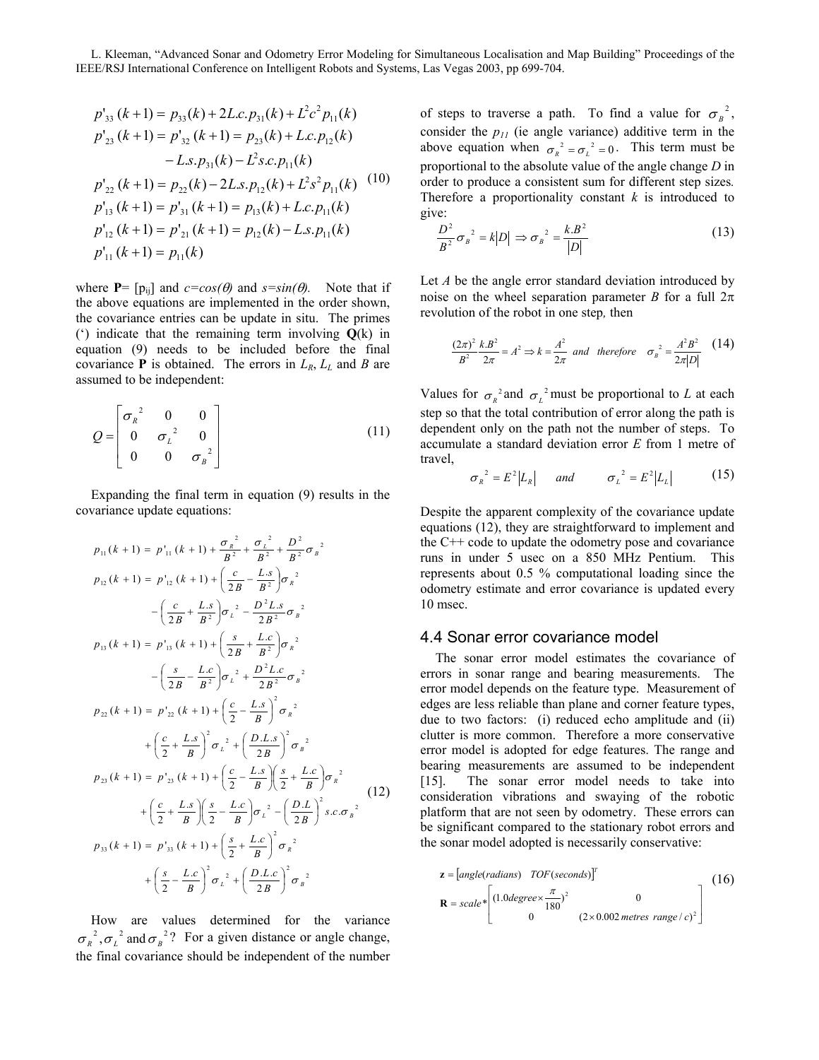$$
\begin{aligned}
p'_{33}(k+1) &= p_{33}(k) + 2L.c.p_{31}(k) + L^2c^2p_{11}(k) \\
p'_{23}(k+1) &= p'_{32}(k+1) = p_{23}(k) + L.c.p_{12}(k) \\
&\quad - L.s.p_{31}(k) - L^2 s.c.p_{11}(k) \\
p'_{22}(k+1) &= p_{22}(k) - 2L.s.p_{12}(k) + L^2s^2p_{11}(k) \\
p'_{13}(k+1) &= p'_{31}(k+1) = p_{13}(k) + L.c.p_{11}(k) \\
p'_{12}(k+1) &= p'_{21}(k+1) = p_{12}(k) - L.s.p_{11}(k) \\
p'_{11}(k+1) &= p_{11}(k)
\end{aligned}
\tag{10}
$$

where $\mathbf{P}= [p_{ij}]$ and $c=cos(\theta)$ and $s=sin(\theta)$. Note that if the above equations are implemented in the order shown, the covariance entries can be update in situ. The primes (') indicate that the remaining term involving $\mathbf{Q}(k)$ in equation (9) needs to be included before the final covariance $\mathbf{P}$ is obtained. The errors in $L_R$, $L_L$ and $B$ are assumed to be independent:

$$
Q = \begin{bmatrix} \sigma_R^{\ 2} & 0 & 0 \\ 0 & \sigma_L^{\ 2} & 0 \\ 0 & 0 & \sigma_B^{\ 2} \end{bmatrix}
\tag{11}
$$

Expanding the final term in equation (9) results in the covariance update equations:

$$
\begin{aligned}
p_{11}(k+1) &= p'_{11}(k+1) + \frac{\sigma_R^{\ 2}}{B^2} + \frac{\sigma_L^{\ 2}}{B^2} + \frac{D^2}{B^2}\sigma_B^{\ 2} \\
p_{12}(k+1) &= p'_{12}(k+1) + \left(\frac{c}{2B} - \frac{L.s}{B^2}\right)\sigma_R^{\ 2} \\
&\quad - \left(\frac{c}{2B} + \frac{L.s}{B^2}\right)\sigma_L^{\ 2} - \frac{D^2 L.s}{2B^2}\sigma_B^{\ 2} \\
p_{13}(k+1) &= p'_{13}(k+1) + \left(\frac{s}{2B} + \frac{L.c}{B^2}\right)\sigma_R^{\ 2} \\
&\quad - \left(\frac{s}{2B} - \frac{L.c}{B^2}\right)\sigma_L^{\ 2} + \frac{D^2 L.c}{2B^2}\sigma_B^{\ 2} \\
p_{22}(k+1) &= p'_{22}(k+1) + \left(\frac{c}{2} - \frac{L.s}{B}\right)^2 \sigma_R^{\ 2} \\
&\quad + \left(\frac{c}{2} + \frac{L.s}{B}\right)^2 \sigma_L^{\ 2} + \left(\frac{D.L.s}{2B}\right)^2 \sigma_B^{\ 2} \\
p_{23}(k+1) &= p'_{23}(k+1) + \left(\frac{c}{2} - \frac{L.s}{B}\right)\left(\frac{s}{2} + \frac{L.c}{B}\right)\sigma_R^{\ 2} \\
&\quad + \left(\frac{c}{2} + \frac{L.s}{B}\right)\left(\frac{s}{2} - \frac{L.c}{B}\right)\sigma_L^{\ 2} - \left(\frac{D.L}{2B}\right)^2 s.c.\sigma_B^{\ 2} \\
p_{33}(k+1) &= p'_{33}(k+1) + \left(\frac{s}{2} + \frac{L.c}{B}\right)^2 \sigma_R^{\ 2} \\
&\quad + \left(\frac{s}{2} - \frac{L.c}{B}\right)^2 \sigma_L^{\ 2} + \left(\frac{D.L.c}{2B}\right)^2 \sigma_B^{\ 2}
\end{aligned}
\tag{12}
$$

How are values determined for the variance $\sigma_R^{\ 2}, \sigma_L^{\ 2}$ and $\sigma_B^{\ 2}$? For a given distance or angle change, the final covariance should be independent of the number of steps to traverse a path. To find a value for $\sigma_B^{\ 2}$, consider the $p_{11}$ (ie angle variance) additive term in the above equation when $\sigma_R^{\ 2} = \sigma_L^{\ 2} = 0$. This term must be proportional to the absolute value of the angle change $D$ in order to produce a consistent sum for different step sizes. Therefore a proportionality constant $k$ is introduced to give:

$$
\frac{D^2}{B^2}\sigma_B^{\ 2} = k|D| \Rightarrow \sigma_B^{\ 2} = \frac{k.B^2}{|D|}
\tag{13}
$$

Let $A$ be the angle error standard deviation introduced by noise on the wheel separation parameter $B$ for a full $2\pi$ revolution of the robot in one step, then

$$
\frac{(2\pi)^2}{B^2}\frac{k.B^2}{2\pi} = A^2 \Rightarrow k = \frac{A^2}{2\pi} \quad and \quad therefore \quad \sigma_B^{\ 2} = \frac{A^2B^2}{2\pi|D|}
\tag{14}
$$

Values for $\sigma_R^{\ 2}$ and $\sigma_L^{\ 2}$ must be proportional to $L$ at each step so that the total contribution of error along the path is dependent only on the path not the number of steps. To accumulate a standard deviation error $E$ from 1 metre of travel,

$$
\sigma_R^{\ 2} = E^2|L_R| \quad and \quad \sigma_L^{\ 2} = E^2|L_L|
\tag{15}
$$

Despite the apparent complexity of the covariance update equations (12), they are straightforward to implement and the C++ code to update the odometry pose and covariance runs in under 5 usec on a 850 MHz Pentium. This represents about 0.5 % computational loading since the odometry estimate and error covariance is updated every 10 msec.

## 4.4 Sonar error covariance model

The sonar error model estimates the covariance of errors in sonar range and bearing measurements. The error model depends on the feature type. Measurement of edges are less reliable than plane and corner feature types, due to two factors: (i) reduced echo amplitude and (ii) clutter is more common. Therefore a more conservative error model is adopted for edge features. The range and bearing measurements are assumed to be independent [15]. The sonar error model needs to take into consideration vibrations and swaying of the robotic platform that are not seen by odometry. These errors can be significant compared to the stationary robot errors and the sonar model adopted is necessarily conservative:

$$
\begin{aligned}
\mathbf{z} &= [angle(radians) \quad TOF(seconds)]^T \\
\mathbf{R} &= scale * \begin{bmatrix} (1.0 degree \times \frac{\pi}{180})^2 & 0 \\ 0 & (2 \times 0.002\, metres\ range / c)^2 \end{bmatrix}
\end{aligned}
\tag{16}
$$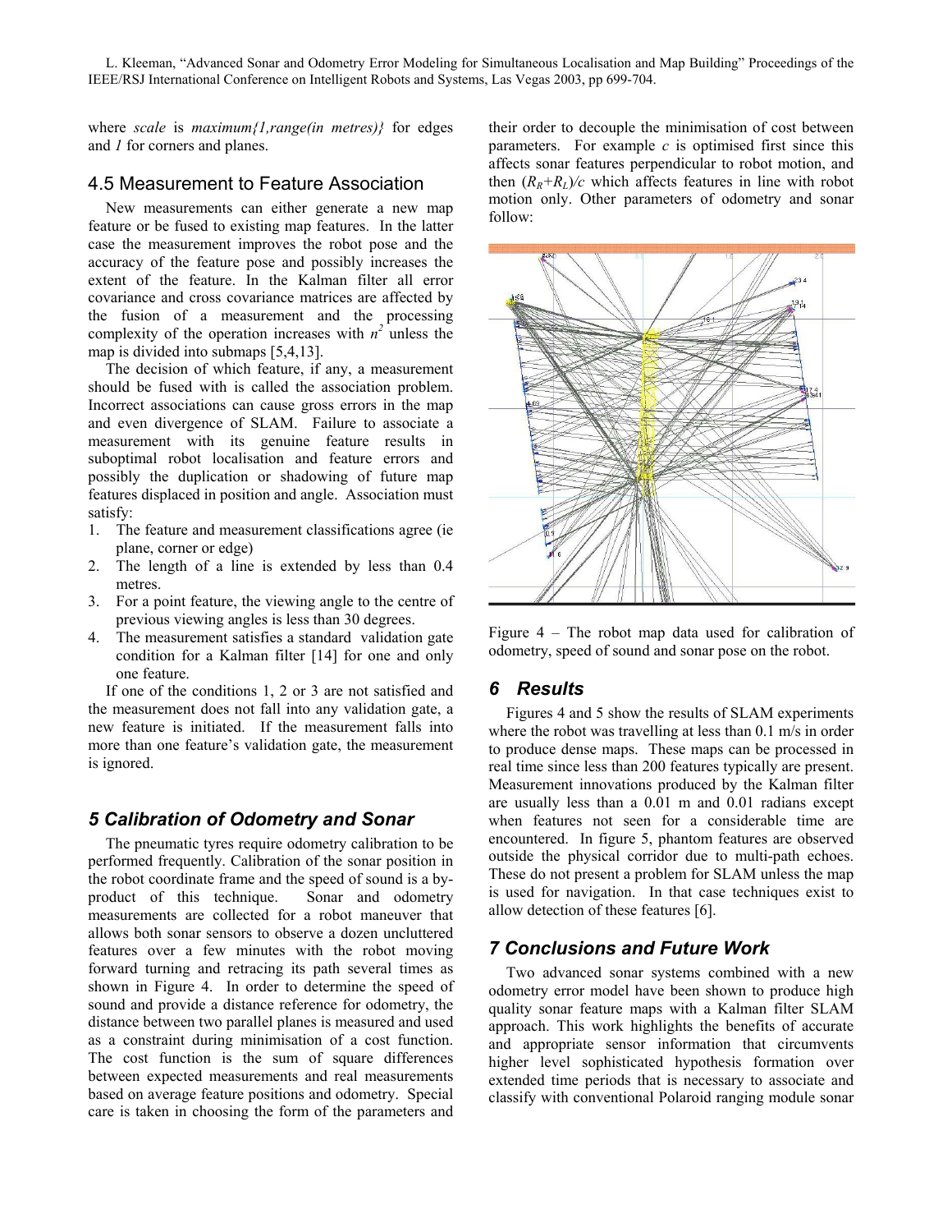where *scale* is *maximum{1,range(in metres)}* for edges and *1* for corners and planes.

### 4.5 Measurement to Feature Association

New measurements can either generate a new map feature or be fused to existing map features. In the latter case the measurement improves the robot pose and the accuracy of the feature pose and possibly increases the extent of the feature. In the Kalman filter all error covariance and cross covariance matrices are affected by the fusion of a measurement and the processing complexity of the operation increases with $n^2$ unless the map is divided into submaps [5,4,13].

The decision of which feature, if any, a measurement should be fused with is called the association problem. Incorrect associations can cause gross errors in the map and even divergence of SLAM. Failure to associate a measurement with its genuine feature results in suboptimal robot localisation and feature errors and possibly the duplication or shadowing of future map features displaced in position and angle. Association must satisfy:

1. The feature and measurement classifications agree (ie plane, corner or edge)
2. The length of a line is extended by less than 0.4 metres.
3. For a point feature, the viewing angle to the centre of previous viewing angles is less than 30 degrees.
4. The measurement satisfies a standard validation gate condition for a Kalman filter [14] for one and only one feature.

If one of the conditions 1, 2 or 3 are not satisfied and the measurement does not fall into any validation gate, a new feature is initiated. If the measurement falls into more than one feature's validation gate, the measurement is ignored.

## 5 Calibration of Odometry and Sonar

The pneumatic tyres require odometry calibration to be performed frequently. Calibration of the sonar position in the robot coordinate frame and the speed of sound is a by-product of this technique. Sonar and odometry measurements are collected for a robot maneuver that allows both sonar sensors to observe a dozen uncluttered features over a few minutes with the robot moving forward turning and retracing its path several times as shown in Figure 4. In order to determine the speed of sound and provide a distance reference for odometry, the distance between two parallel planes is measured and used as a constraint during minimisation of a cost function. The cost function is the sum of square differences between expected measurements and real measurements based on average feature positions and odometry. Special care is taken in choosing the form of the parameters and their order to decouple the minimisation of cost between parameters. For example *c* is optimised first since this affects sonar features perpendicular to robot motion, and then $(R_R+R_L)/c$ which affects features in line with robot motion only. Other parameters of odometry and sonar follow:

Figure 4 – The robot map data used for calibration of odometry, speed of sound and sonar pose on the robot.

## 6 Results

Figures 4 and 5 show the results of SLAM experiments where the robot was travelling at less than 0.1 m/s in order to produce dense maps. These maps can be processed in real time since less than 200 features typically are present. Measurement innovations produced by the Kalman filter are usually less than a 0.01 m and 0.01 radians except when features not seen for a considerable time are encountered. In figure 5, phantom features are observed outside the physical corridor due to multi-path echoes. These do not present a problem for SLAM unless the map is used for navigation. In that case techniques exist to allow detection of these features [6].

## 7 Conclusions and Future Work

Two advanced sonar systems combined with a new odometry error model have been shown to produce high quality sonar feature maps with a Kalman filter SLAM approach. This work highlights the benefits of accurate and appropriate sensor information that circumvents higher level sophisticated hypothesis formation over extended time periods that is necessary to associate and classify with conventional Polaroid ranging module sonar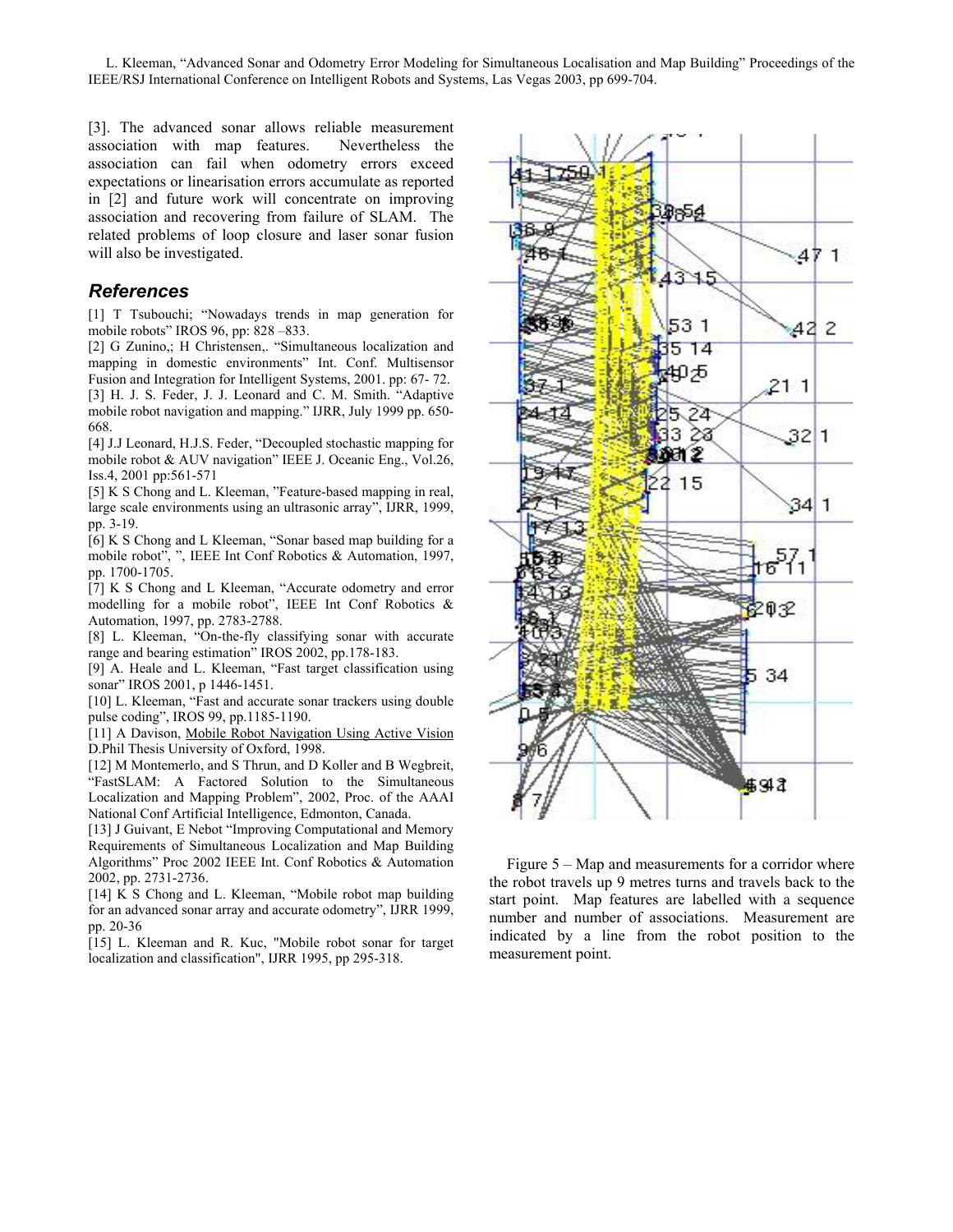[3]. The advanced sonar allows reliable measurement association with map features. Nevertheless the association can fail when odometry errors exceed expectations or linearisation errors accumulate as reported in [2] and future work will concentrate on improving association and recovering from failure of SLAM. The related problems of loop closure and laser sonar fusion will also be investigated.

## References

[1] T Tsubouchi; "Nowadays trends in map generation for mobile robots" IROS 96, pp: 828 –833.

[2] G Zunino,; H Christensen,. "Simultaneous localization and mapping in domestic environments" Int. Conf. Multisensor Fusion and Integration for Intelligent Systems, 2001. pp: 67- 72.

[3] H. J. S. Feder, J. J. Leonard and C. M. Smith. "Adaptive mobile robot navigation and mapping." IJRR, July 1999 pp. 650-668.

[4] J.J Leonard, H.J.S. Feder, "Decoupled stochastic mapping for mobile robot & AUV navigation" IEEE J. Oceanic Eng., Vol.26, Iss.4, 2001 pp:561-571

[5] K S Chong and L. Kleeman, "Feature-based mapping in real, large scale environments using an ultrasonic array", IJRR, 1999, pp. 3-19.

[6] K S Chong and L Kleeman, "Sonar based map building for a mobile robot", ", IEEE Int Conf Robotics & Automation, 1997, pp. 1700-1705.

[7] K S Chong and L Kleeman, "Accurate odometry and error modelling for a mobile robot", IEEE Int Conf Robotics & Automation, 1997, pp. 2783-2788.

[8] L. Kleeman, "On-the-fly classifying sonar with accurate range and bearing estimation" IROS 2002, pp.178-183.

[9] A. Heale and L. Kleeman, "Fast target classification using sonar" IROS 2001, p 1446-1451.

[10] L. Kleeman, "Fast and accurate sonar trackers using double pulse coding", IROS 99, pp.1185-1190.

[11] A Davison, Mobile Robot Navigation Using Active Vision D.Phil Thesis University of Oxford, 1998.

[12] M Montemerlo, and S Thrun, and D Koller and B Wegbreit, "FastSLAM: A Factored Solution to the Simultaneous Localization and Mapping Problem", 2002, Proc. of the AAAI National Conf Artificial Intelligence, Edmonton, Canada.

[13] J Guivant, E Nebot "Improving Computational and Memory Requirements of Simultaneous Localization and Map Building Algorithms" Proc 2002 IEEE Int. Conf Robotics & Automation 2002, pp. 2731-2736.

[14] K S Chong and L. Kleeman, "Mobile robot map building for an advanced sonar array and accurate odometry", IJRR 1999, pp. 20-36

[15] L. Kleeman and R. Kuc, "Mobile robot sonar for target localization and classification", IJRR 1995, pp 295-318.

Figure 5 – Map and measurements for a corridor where the robot travels up 9 metres turns and travels back to the start point. Map features are labelled with a sequence number and number of associations. Measurement are indicated by a line from the robot position to the measurement point.